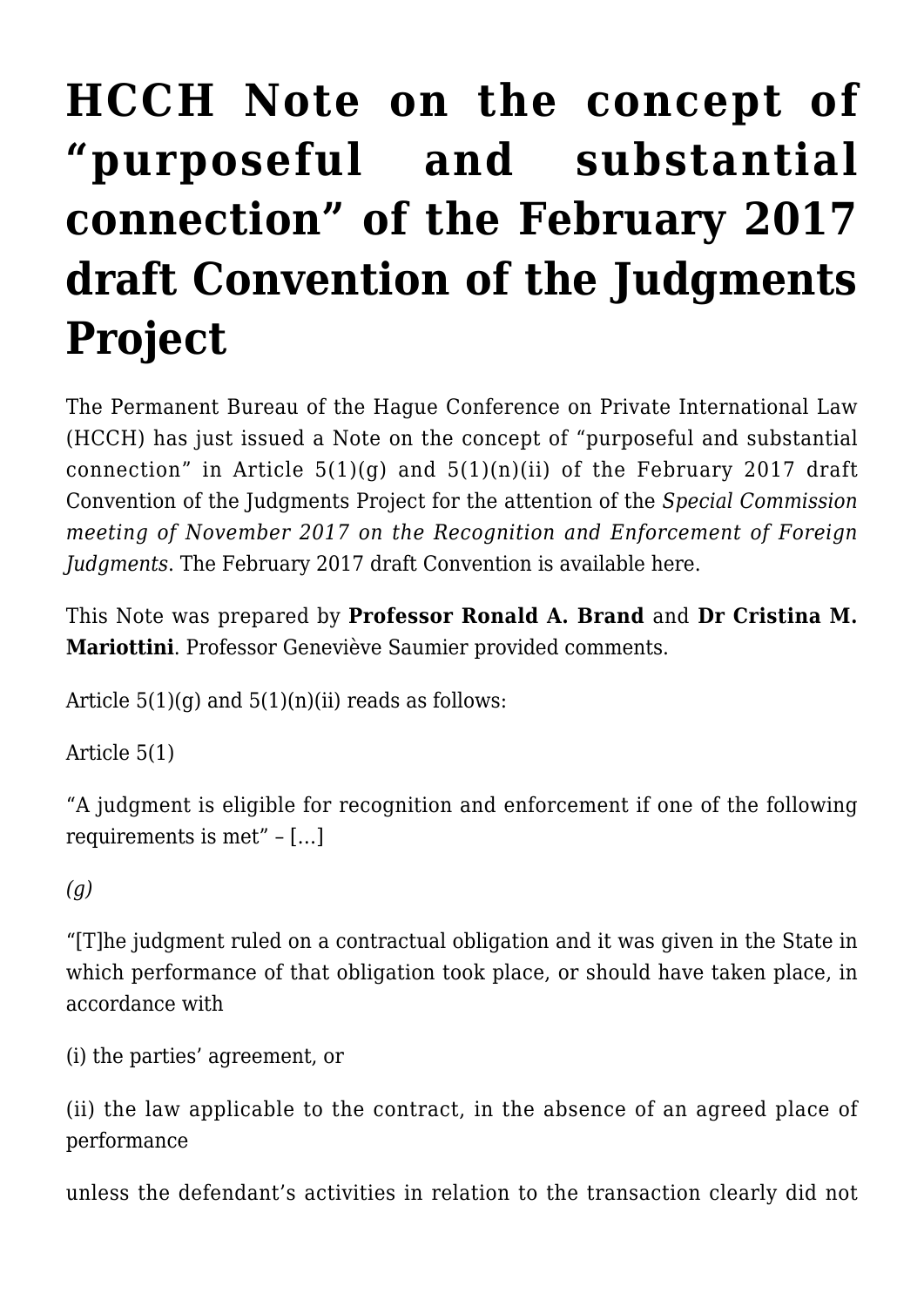# HCCH Note on the concept of "purposeful and substantial connection" of the February 2017 draft Convention of the Judgments Project

The Permanent Bureau of the Hague Conference on Private International Law (HCCH) has just issued a Note on the concept of "purposeful and substantial connection" in Article 5(1)(g) and 5(1)(n)(ii) of the February 2017 draft Convention of the Judgments Project for the attention of the *Special Commission meeting of November 2017 on the Recognition and Enforcement of Foreign Judgments*. The February 2017 draft Convention is available here.

This Note was prepared by **Professor Ronald A. Brand** and **Dr Cristina M. Mariottini**. Professor Geneviève Saumier provided comments.

Article 5(1)(g) and 5(1)(n)(ii) reads as follows:

Article 5(1)

"A judgment is eligible for recognition and enforcement if one of the following requirements is met" – […]

*(g)*

"[T]he judgment ruled on a contractual obligation and it was given in the State in which performance of that obligation took place, or should have taken place, in accordance with

(i) the parties' agreement, or

(ii) the law applicable to the contract, in the absence of an agreed place of performance

unless the defendant's activities in relation to the transaction clearly did not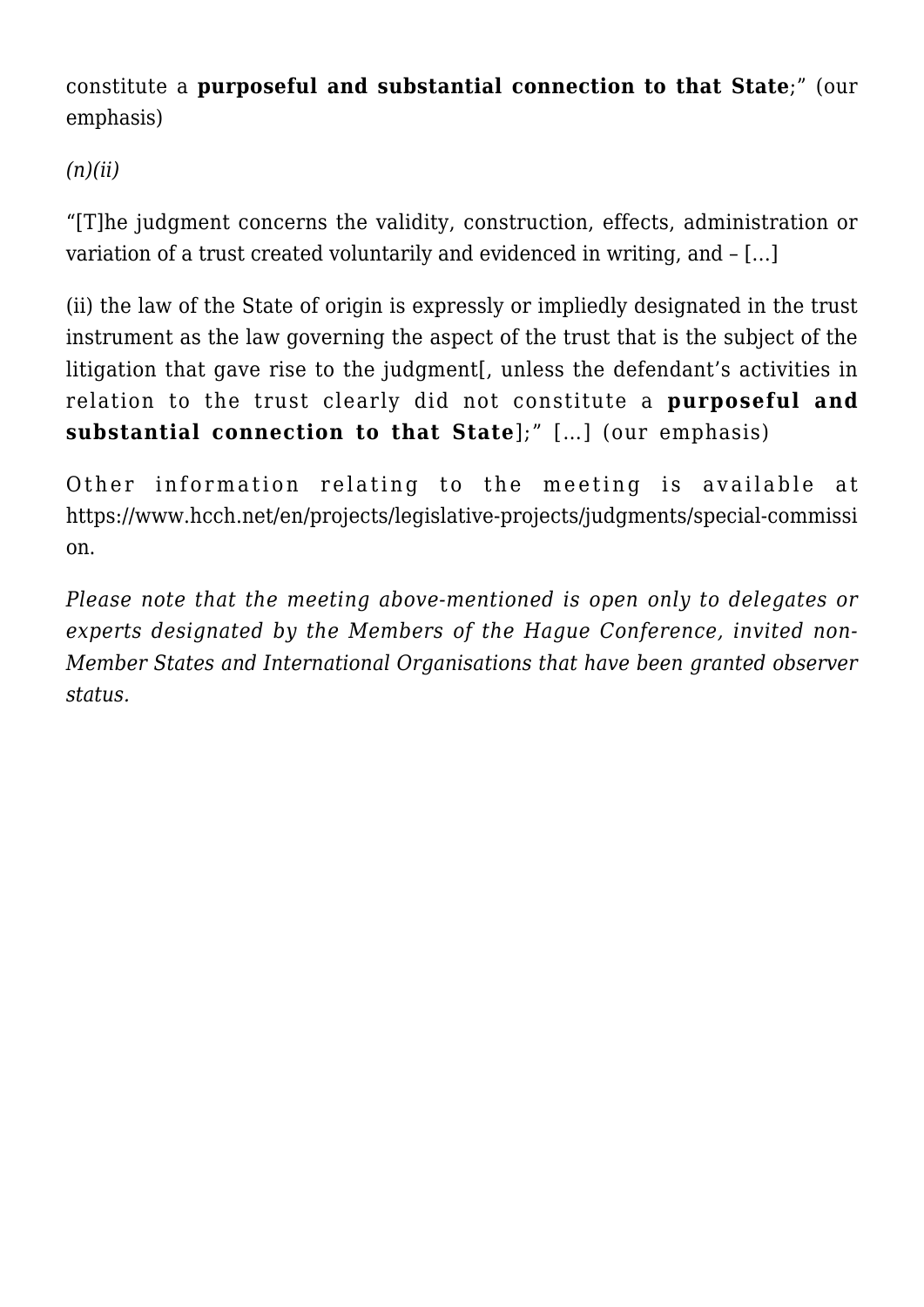constitute a **purposeful and substantial connection to that State**;" (our emphasis)

*(n)(ii)*

"[T]he judgment concerns the validity, construction, effects, administration or variation of a trust created voluntarily and evidenced in writing, and – […]

(ii) the law of the State of origin is expressly or impliedly designated in the trust instrument as the law governing the aspect of the trust that is the subject of the litigation that gave rise to the judgment[, unless the defendant's activities in relation to the trust clearly did not constitute a **purposeful and substantial connection to that State**];" […] (our emphasis)

Other information relating to the meeting is available at https://www.hcch.net/en/projects/legislative-projects/judgments/special-commission.

*Please note that the meeting above-mentioned is open only to delegates or experts designated by the Members of the Hague Conference, invited non-Member States and International Organisations that have been granted observer status.*